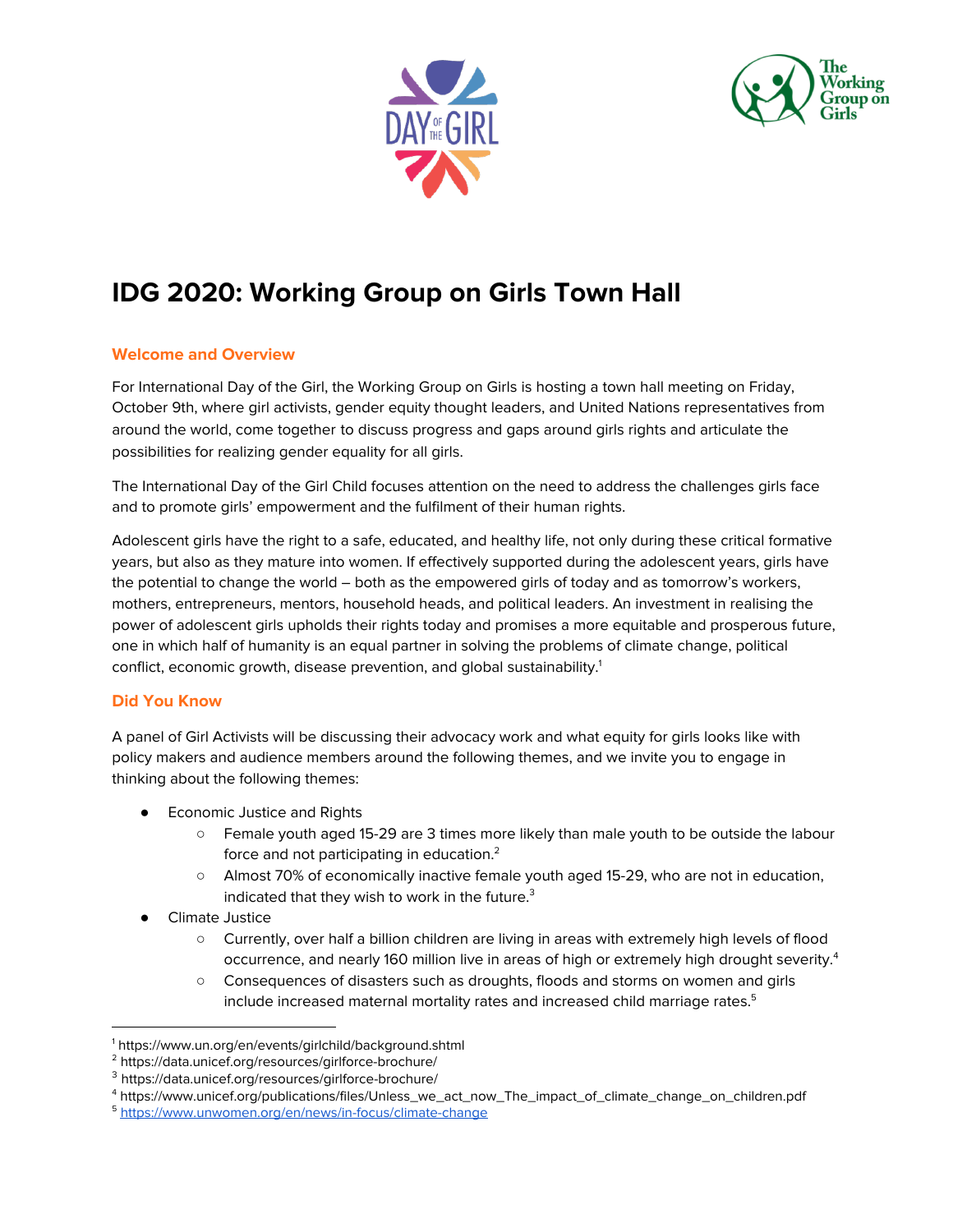# IDG 2020: Working Group on Girls Town Hall

## Welcome and Overview

For International Day of the Girl, the Working Group on Girls is hosting a town hall meeting on Friday, October 9th, where girl activists, gender equity thought leaders, and United Nations representatives from around the world, come together to discuss progress and gaps around girls rights and articulate the possibilities for realizing gender equality for all girls.

The International Day of the Girl Child focuses attention on the need to address the challenges girls face and to promote girls' empowerment and the fulfilment of their human rights.

Adolescent girls have the right to a safe, educated, and healthy life, not only during these critical formative years, but also as they mature into women. If effectively supported during the adolescent years, girls have the potential to change the world – both as the empowered girls of today and as tomorrow's workers, mothers, entrepreneurs, mentors, household heads, and political leaders. An investment in realising the power of adolescent girls upholds their rights today and promises a more equitable and prosperous future, one in which half of humanity is an equal partner in solving the problems of climate change, political conflict, economic growth, disease prevention, and global sustainability.[1]

## Did You Know

A panel of Girl Activists will be discussing their advocacy work and what equity for girls looks like with policy makers and audience members around the following themes, and we invite you to engage in thinking about the following themes:

- Economic Justice and Rights
  - Female youth aged 15-29 are 3 times more likely than male youth to be outside the labour force and not participating in education.[2]
  - Almost 70% of economically inactive female youth aged 15-29, who are not in education, indicated that they wish to work in the future.[3]
- Climate Justice
  - Currently, over half a billion children are living in areas with extremely high levels of flood occurrence, and nearly 160 million live in areas of high or extremely high drought severity.[4]
  - Consequences of disasters such as droughts, floods and storms on women and girls include increased maternal mortality rates and increased child marriage rates.[5]

---

[1] https://www.un.org/en/events/girlchild/background.shtml
[2] https://data.unicef.org/resources/girlforce-brochure/
[3] https://data.unicef.org/resources/girlforce-brochure/
[4] https://www.unicef.org/publications/files/Unless_we_act_now_The_impact_of_climate_change_on_children.pdf
[5] https://www.unwomen.org/en/news/in-focus/climate-change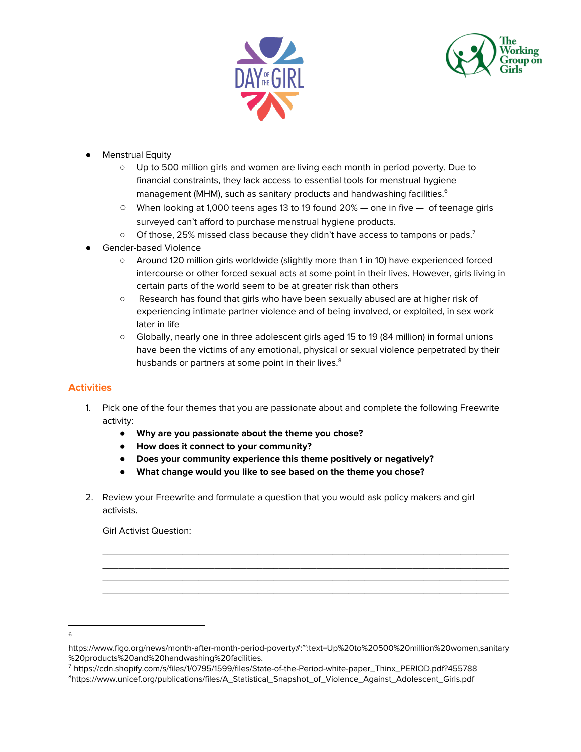- Menstrual Equity
  - Up to 500 million girls and women are living each month in period poverty. Due to financial constraints, they lack access to essential tools for menstrual hygiene management (MHM), such as sanitary products and handwashing facilities.[6]
  - When looking at 1,000 teens ages 13 to 19 found 20% — one in five — of teenage girls surveyed can't afford to purchase menstrual hygiene products.
  - Of those, 25% missed class because they didn't have access to tampons or pads.[7]
- Gender-based Violence
  - Around 120 million girls worldwide (slightly more than 1 in 10) have experienced forced intercourse or other forced sexual acts at some point in their lives. However, girls living in certain parts of the world seem to be at greater risk than others
  - Research has found that girls who have been sexually abused are at higher risk of experiencing intimate partner violence and of being involved, or exploited, in sex work later in life
  - Globally, nearly one in three adolescent girls aged 15 to 19 (84 million) in formal unions have been the victims of any emotional, physical or sexual violence perpetrated by their husbands or partners at some point in their lives.[8]

## Activities

1. Pick one of the four themes that you are passionate about and complete the following Freewrite activity:
   - **Why are you passionate about the theme you chose?**
   - **How does it connect to your community?**
   - **Does your community experience this theme positively or negatively?**
   - **What change would you like to see based on the theme you chose?**

2. Review your Freewrite and formulate a question that you would ask policy makers and girl activists.

   Girl Activist Question:

   ______________________________________________________________________________
   ______________________________________________________________________________
   ______________________________________________________________________________
   ______________________________________________________________________________

---

[6] https://www.figo.org/news/month-after-month-period-poverty#:~:text=Up%20to%20500%20million%20women,sanitary%20products%20and%20handwashing%20facilities.

[7] https://cdn.shopify.com/s/files/1/0795/1599/files/State-of-the-Period-white-paper_Thinx_PERIOD.pdf?455788

[8] https://www.unicef.org/publications/files/A_Statistical_Snapshot_of_Violence_Against_Adolescent_Girls.pdf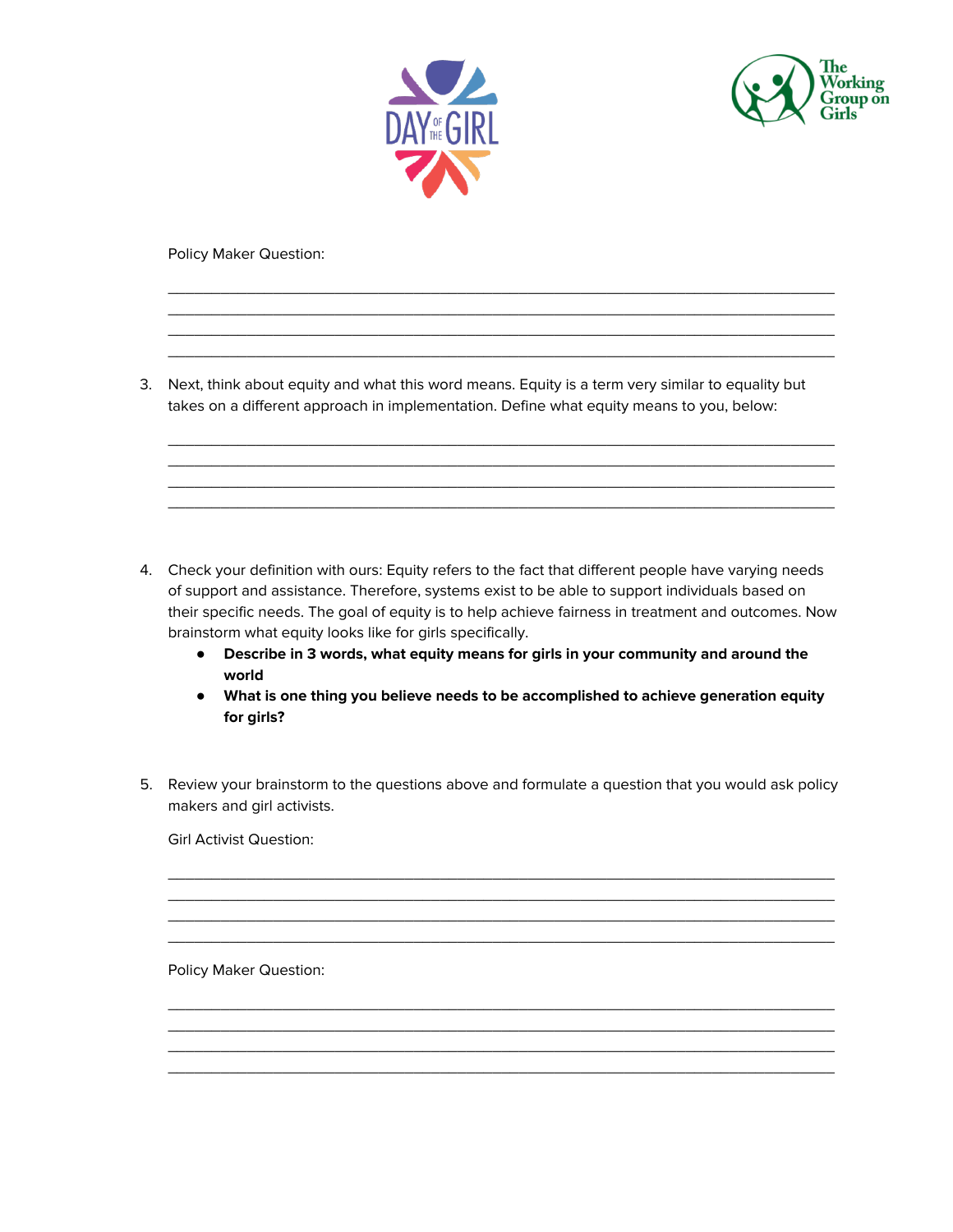Policy Maker Question:

\_\_\_\_\_\_\_\_\_\_\_\_\_\_\_\_\_\_\_\_\_\_\_\_\_\_\_\_\_\_\_\_\_\_\_\_\_\_\_\_\_\_\_\_\_\_\_\_\_\_\_\_\_\_\_\_\_\_\_\_\_\_\_\_\_\_\_\_\_\_\_\_\_\_\_\_\_\_
\_\_\_\_\_\_\_\_\_\_\_\_\_\_\_\_\_\_\_\_\_\_\_\_\_\_\_\_\_\_\_\_\_\_\_\_\_\_\_\_\_\_\_\_\_\_\_\_\_\_\_\_\_\_\_\_\_\_\_\_\_\_\_\_\_\_\_\_\_\_\_\_\_\_\_\_\_\_
\_\_\_\_\_\_\_\_\_\_\_\_\_\_\_\_\_\_\_\_\_\_\_\_\_\_\_\_\_\_\_\_\_\_\_\_\_\_\_\_\_\_\_\_\_\_\_\_\_\_\_\_\_\_\_\_\_\_\_\_\_\_\_\_\_\_\_\_\_\_\_\_\_\_\_\_\_\_
\_\_\_\_\_\_\_\_\_\_\_\_\_\_\_\_\_\_\_\_\_\_\_\_\_\_\_\_\_\_\_\_\_\_\_\_\_\_\_\_\_\_\_\_\_\_\_\_\_\_\_\_\_\_\_\_\_\_\_\_\_\_\_\_\_\_\_\_\_\_\_\_\_\_\_\_\_\_

3. Next, think about equity and what this word means. Equity is a term very similar to equality but takes on a different approach in implementation. Define what equity means to you, below:

\_\_\_\_\_\_\_\_\_\_\_\_\_\_\_\_\_\_\_\_\_\_\_\_\_\_\_\_\_\_\_\_\_\_\_\_\_\_\_\_\_\_\_\_\_\_\_\_\_\_\_\_\_\_\_\_\_\_\_\_\_\_\_\_\_\_\_\_\_\_\_\_\_\_\_\_\_\_
\_\_\_\_\_\_\_\_\_\_\_\_\_\_\_\_\_\_\_\_\_\_\_\_\_\_\_\_\_\_\_\_\_\_\_\_\_\_\_\_\_\_\_\_\_\_\_\_\_\_\_\_\_\_\_\_\_\_\_\_\_\_\_\_\_\_\_\_\_\_\_\_\_\_\_\_\_\_
\_\_\_\_\_\_\_\_\_\_\_\_\_\_\_\_\_\_\_\_\_\_\_\_\_\_\_\_\_\_\_\_\_\_\_\_\_\_\_\_\_\_\_\_\_\_\_\_\_\_\_\_\_\_\_\_\_\_\_\_\_\_\_\_\_\_\_\_\_\_\_\_\_\_\_\_\_\_
\_\_\_\_\_\_\_\_\_\_\_\_\_\_\_\_\_\_\_\_\_\_\_\_\_\_\_\_\_\_\_\_\_\_\_\_\_\_\_\_\_\_\_\_\_\_\_\_\_\_\_\_\_\_\_\_\_\_\_\_\_\_\_\_\_\_\_\_\_\_\_\_\_\_\_\_\_\_

4. Check your definition with ours: Equity refers to the fact that different people have varying needs of support and assistance. Therefore, systems exist to be able to support individuals based on their specific needs. The goal of equity is to help achieve fairness in treatment and outcomes. Now brainstorm what equity looks like for girls specifically.
   - **Describe in 3 words, what equity means for girls in your community and around the world**
   - **What is one thing you believe needs to be accomplished to achieve generation equity for girls?**

5. Review your brainstorm to the questions above and formulate a question that you would ask policy makers and girl activists.

Girl Activist Question:

\_\_\_\_\_\_\_\_\_\_\_\_\_\_\_\_\_\_\_\_\_\_\_\_\_\_\_\_\_\_\_\_\_\_\_\_\_\_\_\_\_\_\_\_\_\_\_\_\_\_\_\_\_\_\_\_\_\_\_\_\_\_\_\_\_\_\_\_\_\_\_\_\_\_\_\_\_\_
\_\_\_\_\_\_\_\_\_\_\_\_\_\_\_\_\_\_\_\_\_\_\_\_\_\_\_\_\_\_\_\_\_\_\_\_\_\_\_\_\_\_\_\_\_\_\_\_\_\_\_\_\_\_\_\_\_\_\_\_\_\_\_\_\_\_\_\_\_\_\_\_\_\_\_\_\_\_
\_\_\_\_\_\_\_\_\_\_\_\_\_\_\_\_\_\_\_\_\_\_\_\_\_\_\_\_\_\_\_\_\_\_\_\_\_\_\_\_\_\_\_\_\_\_\_\_\_\_\_\_\_\_\_\_\_\_\_\_\_\_\_\_\_\_\_\_\_\_\_\_\_\_\_\_\_\_
\_\_\_\_\_\_\_\_\_\_\_\_\_\_\_\_\_\_\_\_\_\_\_\_\_\_\_\_\_\_\_\_\_\_\_\_\_\_\_\_\_\_\_\_\_\_\_\_\_\_\_\_\_\_\_\_\_\_\_\_\_\_\_\_\_\_\_\_\_\_\_\_\_\_\_\_\_\_

Policy Maker Question:

\_\_\_\_\_\_\_\_\_\_\_\_\_\_\_\_\_\_\_\_\_\_\_\_\_\_\_\_\_\_\_\_\_\_\_\_\_\_\_\_\_\_\_\_\_\_\_\_\_\_\_\_\_\_\_\_\_\_\_\_\_\_\_\_\_\_\_\_\_\_\_\_\_\_\_\_\_\_
\_\_\_\_\_\_\_\_\_\_\_\_\_\_\_\_\_\_\_\_\_\_\_\_\_\_\_\_\_\_\_\_\_\_\_\_\_\_\_\_\_\_\_\_\_\_\_\_\_\_\_\_\_\_\_\_\_\_\_\_\_\_\_\_\_\_\_\_\_\_\_\_\_\_\_\_\_\_
\_\_\_\_\_\_\_\_\_\_\_\_\_\_\_\_\_\_\_\_\_\_\_\_\_\_\_\_\_\_\_\_\_\_\_\_\_\_\_\_\_\_\_\_\_\_\_\_\_\_\_\_\_\_\_\_\_\_\_\_\_\_\_\_\_\_\_\_\_\_\_\_\_\_\_\_\_\_
\_\_\_\_\_\_\_\_\_\_\_\_\_\_\_\_\_\_\_\_\_\_\_\_\_\_\_\_\_\_\_\_\_\_\_\_\_\_\_\_\_\_\_\_\_\_\_\_\_\_\_\_\_\_\_\_\_\_\_\_\_\_\_\_\_\_\_\_\_\_\_\_\_\_\_\_\_\_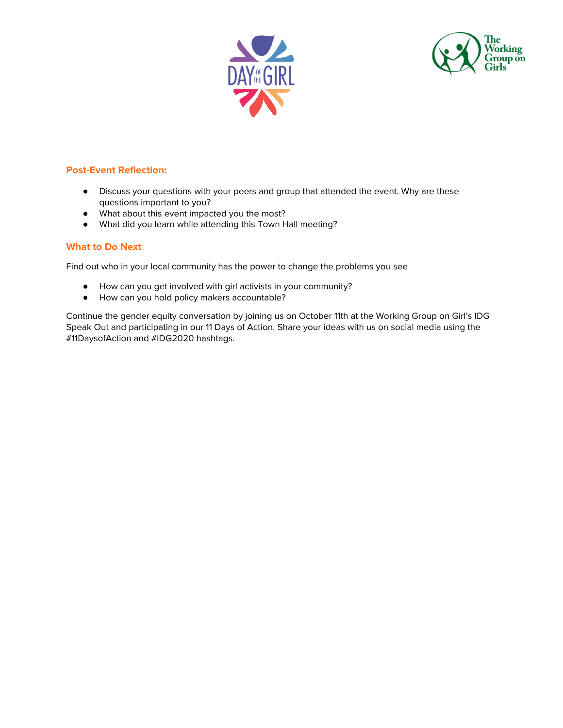## Post-Event Reflection:

- Discuss your questions with your peers and group that attended the event. Why are these questions important to you?
- What about this event impacted you the most?
- What did you learn while attending this Town Hall meeting?

## What to Do Next

Find out who in your local community has the power to change the problems you see

- How can you get involved with girl activists in your community?
- How can you hold policy makers accountable?

Continue the gender equity conversation by joining us on October 11th at the Working Group on Girl's IDG Speak Out and participating in our 11 Days of Action. Share your ideas with us on social media using the #11DaysofAction and #IDG2020 hashtags.